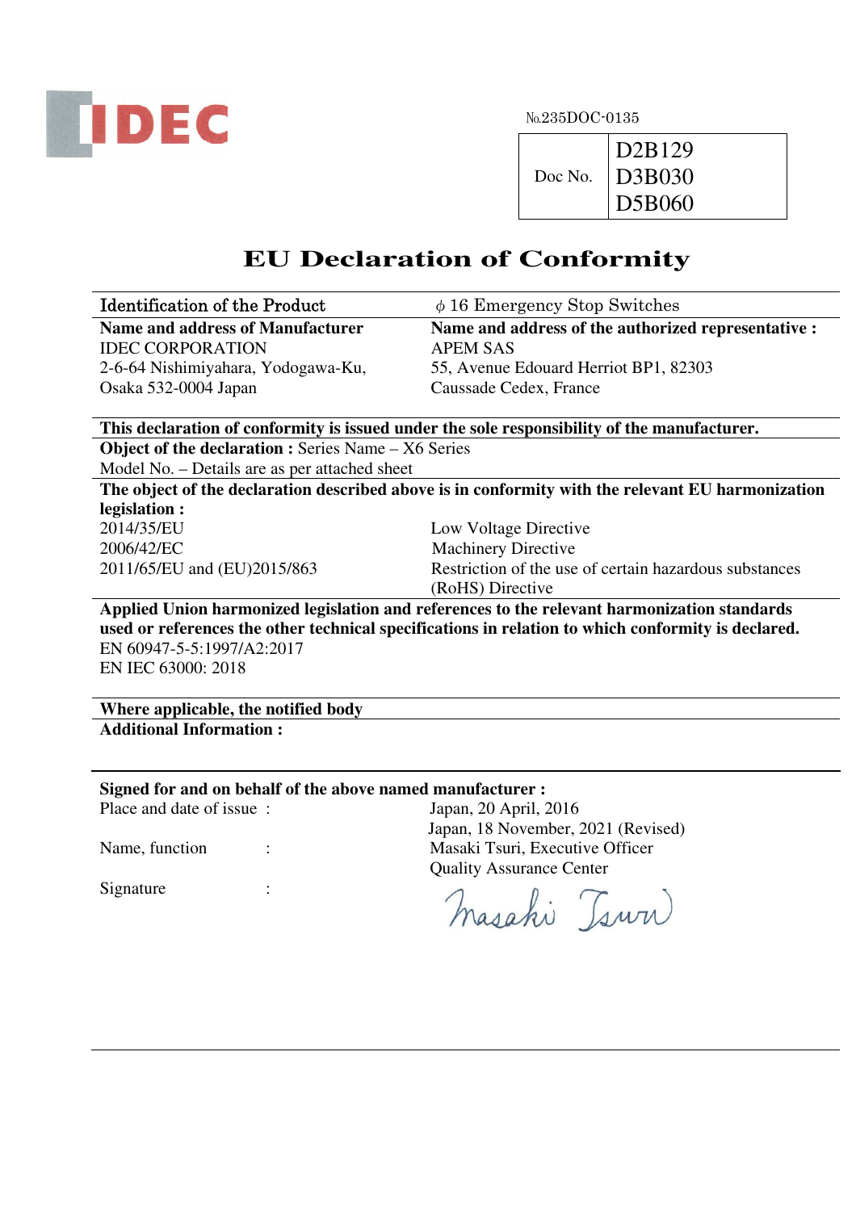IDEC

№235DOC-0135

| Doc No. | D2B129<br>D3B030<br>D5B060 |
|---|---|

# EU Declaration of Conformity

| Identification of the Product | $\phi$ 16 Emergency Stop Switches |
|---|---|
| **Name and address of Manufacturer**<br>IDEC CORPORATION<br>2-6-64 Nishimiyahara, Yodogawa-Ku,<br>Osaka 532-0004 Japan | **Name and address of the authorized representative :**<br>APEM SAS<br>55, Avenue Edouard Herriot BP1, 82303<br>Caussade Cedex, France |

**This declaration of conformity is issued under the sole responsibility of the manufacturer.**

**Object of the declaration :** Series Name – X6 Series
Model No. – Details are as per attached sheet

**The object of the declaration described above is in conformity with the relevant EU harmonization legislation :**

| | |
|---|---|
| 2014/35/EU | Low Voltage Directive |
| 2006/42/EC | Machinery Directive |
| 2011/65/EU and (EU)2015/863 | Restriction of the use of certain hazardous substances (RoHS) Directive |

**Applied Union harmonized legislation and references to the relevant harmonization standards used or references the other technical specifications in relation to which conformity is declared.**

EN 60947-5-5:1997/A2:2017
EN IEC 63000: 2018

**Where applicable, the notified body**

**Additional Information :**

**Signed for and on behalf of the above named manufacturer :**

| | |
|---|---|
| Place and date of issue : | Japan, 20 April, 2016<br>Japan, 18 November, 2021 (Revised) |
| Name, function : | Masaki Tsuri, Executive Officer<br>Quality Assurance Center |
| Signature : | Masaki Tsuri |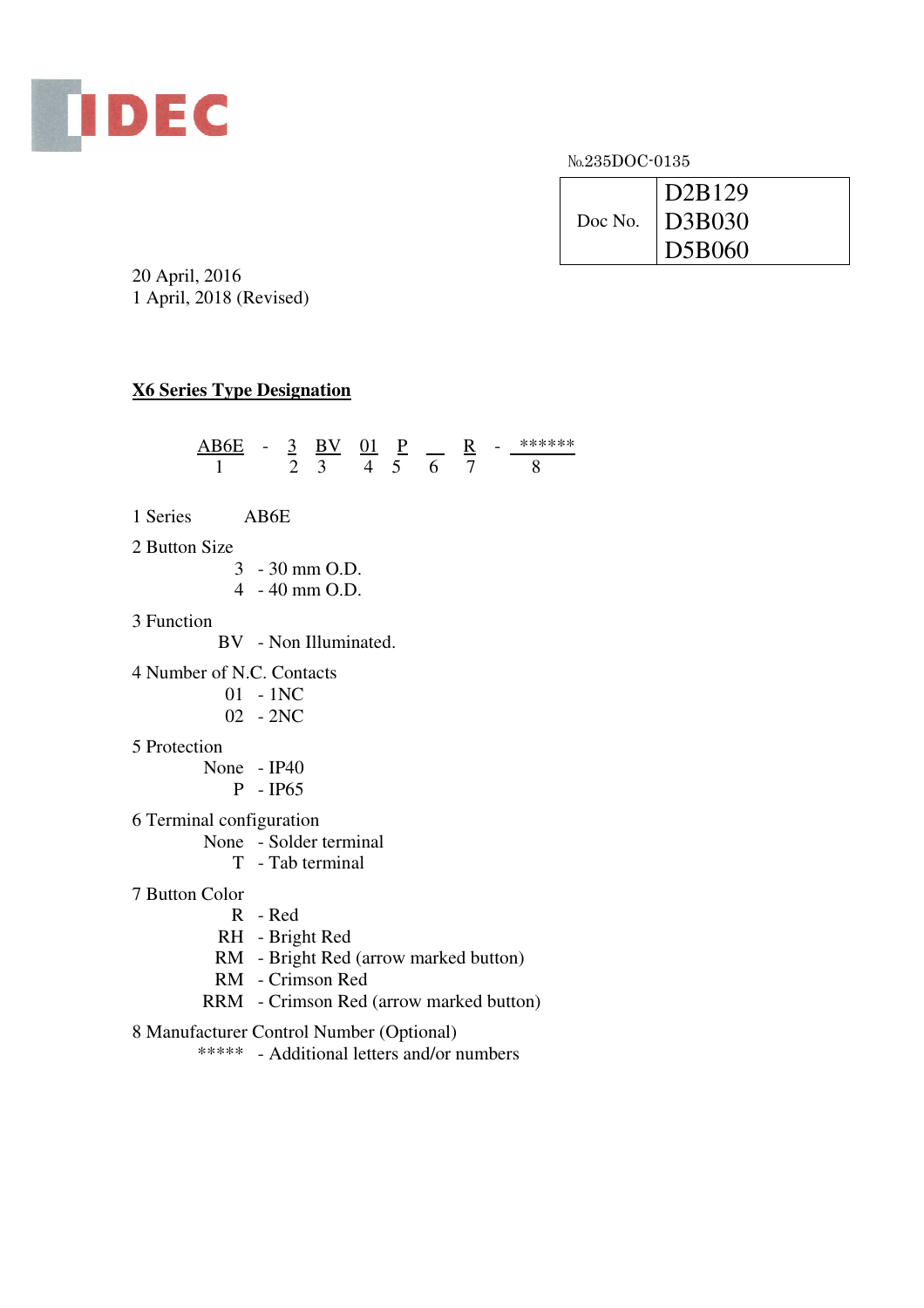IDEC

№235DOC-0135

| | |
|---|---|
| Doc No. | D2B129<br>D3B030<br>D5B060 |

20 April, 2016
1 April, 2018 (Revised)

**X6 Series Type Designation**

| AB6E | - | 3 | BV | 01 | P | __ | R | - | ****** |
|---|---|---|---|---|---|---|---|---|---|
| 1 | | 2 | 3 | 4 | 5 | 6 | 7 | | 8 |

1 Series AB6E

2 Button Size
- 3 - 30 mm O.D.
- 4 - 40 mm O.D.

3 Function
- BV - Non Illuminated.

4 Number of N.C. Contacts
- 01 - 1NC
- 02 - 2NC

5 Protection
- None - IP40
- P - IP65

6 Terminal configuration
- None - Solder terminal
- T - Tab terminal

7 Button Color
- R - Red
- RH - Bright Red
- RM - Bright Red (arrow marked button)
- RM - Crimson Red
- RRM - Crimson Red (arrow marked button)

8 Manufacturer Control Number (Optional)
- ***** - Additional letters and/or numbers